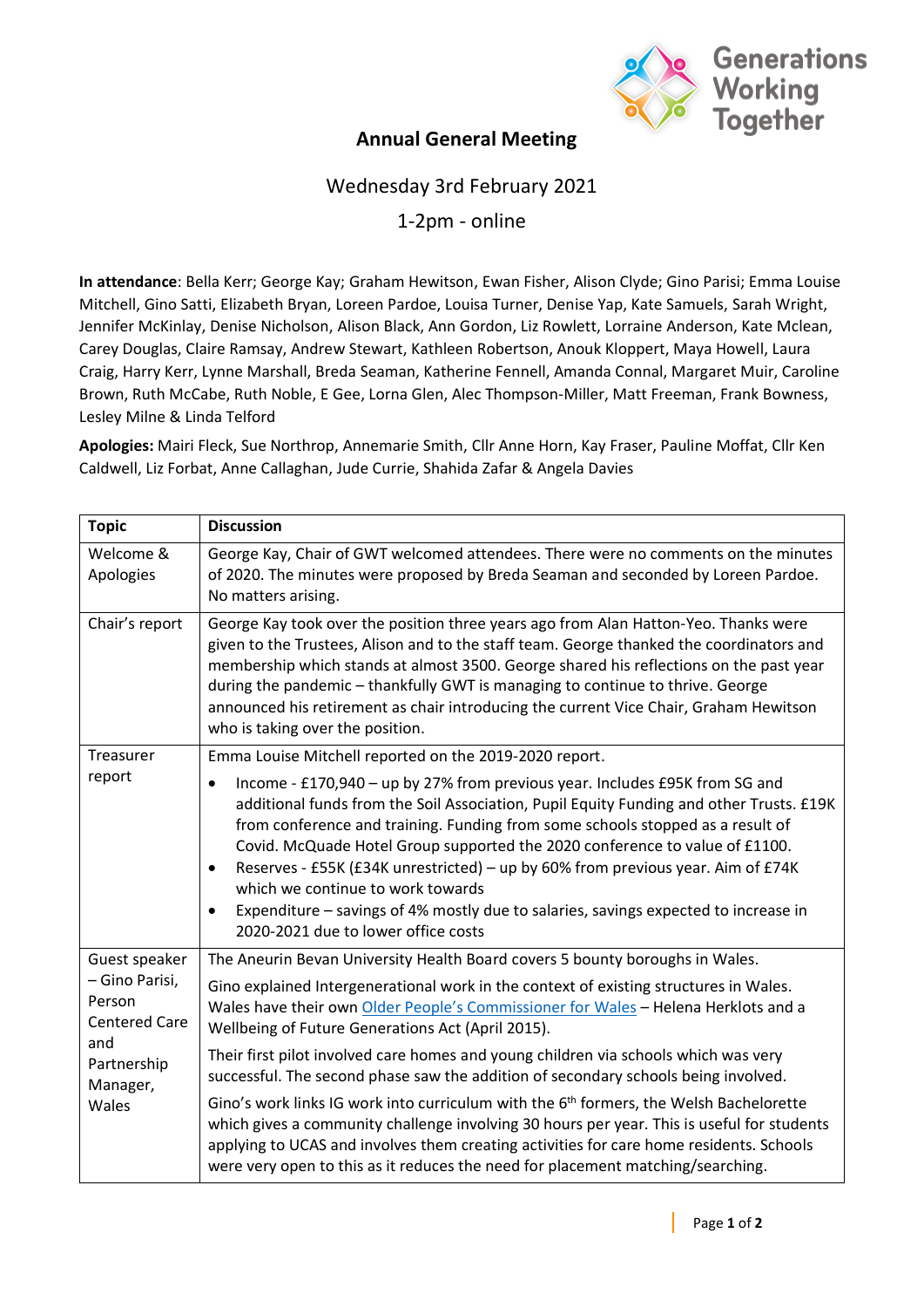# Annual General Meeting

Wednesday 3rd February 2021

1-2pm - online

**In attendance**: Bella Kerr; George Kay; Graham Hewitson, Ewan Fisher, Alison Clyde; Gino Parisi; Emma Louise Mitchell, Gino Satti, Elizabeth Bryan, Loreen Pardoe, Louisa Turner, Denise Yap, Kate Samuels, Sarah Wright, Jennifer McKinlay, Denise Nicholson, Alison Black, Ann Gordon, Liz Rowlett, Lorraine Anderson, Kate Mclean, Carey Douglas, Claire Ramsay, Andrew Stewart, Kathleen Robertson, Anouk Kloppert, Maya Howell, Laura Craig, Harry Kerr, Lynne Marshall, Breda Seaman, Katherine Fennell, Amanda Connal, Margaret Muir, Caroline Brown, Ruth McCabe, Ruth Noble, E Gee, Lorna Glen, Alec Thompson-Miller, Matt Freeman, Frank Bowness, Lesley Milne & Linda Telford

**Apologies:** Mairi Fleck, Sue Northrop, Annemarie Smith, Cllr Anne Horn, Kay Fraser, Pauline Moffat, Cllr Ken Caldwell, Liz Forbat, Anne Callaghan, Jude Currie, Shahida Zafar & Angela Davies

| Topic | Discussion |
|---|---|
| Welcome & Apologies | George Kay, Chair of GWT welcomed attendees. There were no comments on the minutes of 2020. The minutes were proposed by Breda Seaman and seconded by Loreen Pardoe. No matters arising. |
| Chair's report | George Kay took over the position three years ago from Alan Hatton-Yeo. Thanks were given to the Trustees, Alison and to the staff team. George thanked the coordinators and membership which stands at almost 3500. George shared his reflections on the past year during the pandemic – thankfully GWT is managing to continue to thrive. George announced his retirement as chair introducing the current Vice Chair, Graham Hewitson who is taking over the position. |
| Treasurer report | Emma Louise Mitchell reported on the 2019-2020 report.<br>• Income - £170,940 – up by 27% from previous year. Includes £95K from SG and additional funds from the Soil Association, Pupil Equity Funding and other Trusts. £19K from conference and training. Funding from some schools stopped as a result of Covid. McQuade Hotel Group supported the 2020 conference to value of £1100.<br>• Reserves - £55K (£34K unrestricted) – up by 60% from previous year. Aim of £74K which we continue to work towards<br>• Expenditure – savings of 4% mostly due to salaries, savings expected to increase in 2020-2021 due to lower office costs |
| Guest speaker – Gino Parisi, Person Centered Care and Partnership Manager, Wales | The Aneurin Bevan University Health Board covers 5 bounty boroughs in Wales.<br>Gino explained Intergenerational work in the context of existing structures in Wales. Wales have their own Older People's Commissioner for Wales – Helena Herklots and a Wellbeing of Future Generations Act (April 2015).<br>Their first pilot involved care homes and young children via schools which was very successful. The second phase saw the addition of secondary schools being involved.<br>Gino's work links IG work into curriculum with the 6th formers, the Welsh Bachelorette which gives a community challenge involving 30 hours per year. This is useful for students applying to UCAS and involves them creating activities for care home residents. Schools were very open to this as it reduces the need for placement matching/searching. |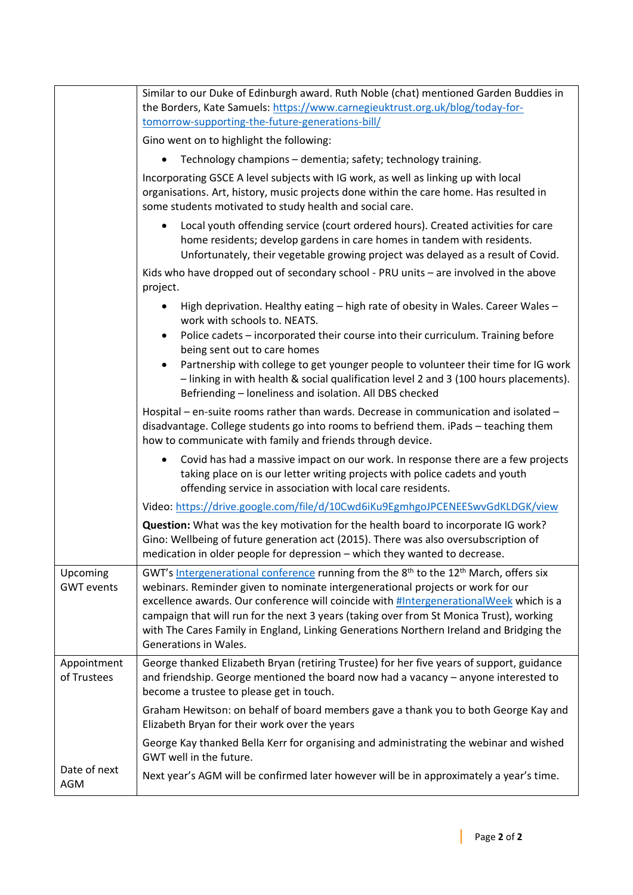| | |
|---|---|
| | Similar to our Duke of Edinburgh award. Ruth Noble (chat) mentioned Garden Buddies in the Borders, Kate Samuels: [https://www.carnegieuktrust.org.uk/blog/today-for-tomorrow-supporting-the-future-generations-bill/](https://www.carnegieuktrust.org.uk/blog/today-for-tomorrow-supporting-the-future-generations-bill/)<br><br>Gino went on to highlight the following:<br><br>• Technology champions – dementia; safety; technology training.<br><br>Incorporating GSCE A level subjects with IG work, as well as linking up with local organisations. Art, history, music projects done within the care home. Has resulted in some students motivated to study health and social care.<br><br>• Local youth offending service (court ordered hours). Created activities for care home residents; develop gardens in care homes in tandem with residents. Unfortunately, their vegetable growing project was delayed as a result of Covid.<br><br>Kids who have dropped out of secondary school - PRU units – are involved in the above project.<br><br>• High deprivation. Healthy eating – high rate of obesity in Wales. Career Wales – work with schools to. NEATS.<br>• Police cadets – incorporated their course into their curriculum. Training before being sent out to care homes<br>• Partnership with college to get younger people to volunteer their time for IG work – linking in with health & social qualification level 2 and 3 (100 hours placements). Befriending – loneliness and isolation. All DBS checked<br><br>Hospital – en-suite rooms rather than wards. Decrease in communication and isolated – disadvantage. College students go into rooms to befriend them. iPads – teaching them how to communicate with family and friends through device.<br><br>• Covid has had a massive impact on our work. In response there are a few projects taking place on is our letter writing projects with police cadets and youth offending service in association with local care residents.<br><br>Video: [https://drive.google.com/file/d/10Cwd6iKu9EgmhgoJPCENEESwvGdKLDGK/view](https://drive.google.com/file/d/10Cwd6iKu9EgmhgoJPCENEESwvGdKLDGK/view)<br><br>**Question:** What was the key motivation for the health board to incorporate IG work? Gino: Wellbeing of future generation act (2015). There was also oversubscription of medication in older people for depression – which they wanted to decrease. |
| Upcoming GWT events | GWT's Intergenerational conference running from the 8th to the 12th March, offers six webinars. Reminder given to nominate intergenerational projects or work for our excellence awards. Our conference will coincide with #IntergenerationalWeek which is a campaign that will run for the next 3 years (taking over from St Monica Trust), working with The Cares Family in England, Linking Generations Northern Ireland and Bridging the Generations in Wales. |
| Appointment of Trustees | George thanked Elizabeth Bryan (retiring Trustee) for her five years of support, guidance and friendship. George mentioned the board now had a vacancy – anyone interested to become a trustee to please get in touch.<br><br>Graham Hewitson: on behalf of board members gave a thank you to both George Kay and Elizabeth Bryan for their work over the years<br><br>George Kay thanked Bella Kerr for organising and administrating the webinar and wished GWT well in the future. |
| Date of next AGM | Next year's AGM will be confirmed later however will be in approximately a year's time. |